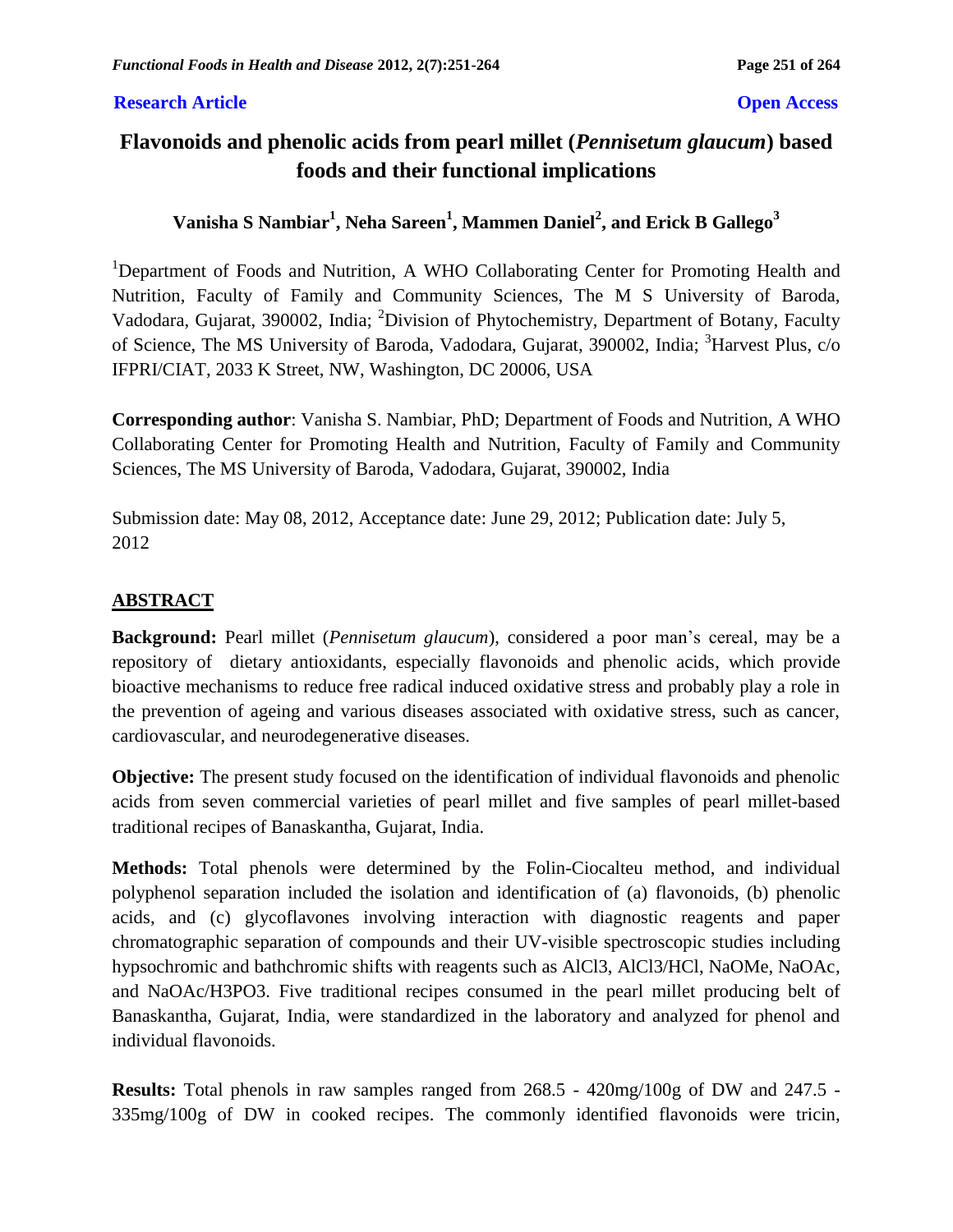**Research Article** **Open Access**

# Flavonoids and phenolic acids from pearl millet (*Pennisetum glaucum*) based foods and their functional implications

**Vanisha S Nambiar[1], Neha Sareen[1], Mammen Daniel[2], and Erick B Gallego[3]**

[1]Department of Foods and Nutrition, A WHO Collaborating Center for Promoting Health and Nutrition, Faculty of Family and Community Sciences, The M S University of Baroda, Vadodara, Gujarat, 390002, India; [2]Division of Phytochemistry, Department of Botany, Faculty of Science, The MS University of Baroda, Vadodara, Gujarat, 390002, India; [3]Harvest Plus, c/o IFPRI/CIAT, 2033 K Street, NW, Washington, DC 20006, USA

**Corresponding author**: Vanisha S. Nambiar, PhD; Department of Foods and Nutrition, A WHO Collaborating Center for Promoting Health and Nutrition, Faculty of Family and Community Sciences, The MS University of Baroda, Vadodara, Gujarat, 390002, India

Submission date: May 08, 2012, Acceptance date: June 29, 2012; Publication date: July 5, 2012

## ABSTRACT

**Background:** Pearl millet (*Pennisetum glaucum*), considered a poor man's cereal, may be a repository of dietary antioxidants, especially flavonoids and phenolic acids, which provide bioactive mechanisms to reduce free radical induced oxidative stress and probably play a role in the prevention of ageing and various diseases associated with oxidative stress, such as cancer, cardiovascular, and neurodegenerative diseases.

**Objective:** The present study focused on the identification of individual flavonoids and phenolic acids from seven commercial varieties of pearl millet and five samples of pearl millet-based traditional recipes of Banaskantha, Gujarat, India.

**Methods:** Total phenols were determined by the Folin-Ciocalteu method, and individual polyphenol separation included the isolation and identification of (a) flavonoids, (b) phenolic acids, and (c) glycoflavones involving interaction with diagnostic reagents and paper chromatographic separation of compounds and their UV-visible spectroscopic studies including hypsochromic and bathchromic shifts with reagents such as $AlCl_3$, $AlCl_3$/HCl, NaOMe, NaOAc, and NaOAc/$H_3PO_3$. Five traditional recipes consumed in the pearl millet producing belt of Banaskantha, Gujarat, India, were standardized in the laboratory and analyzed for phenol and individual flavonoids.

**Results:** Total phenols in raw samples ranged from 268.5 - 420mg/100g of DW and 247.5 - 335mg/100g of DW in cooked recipes. The commonly identified flavonoids were tricin,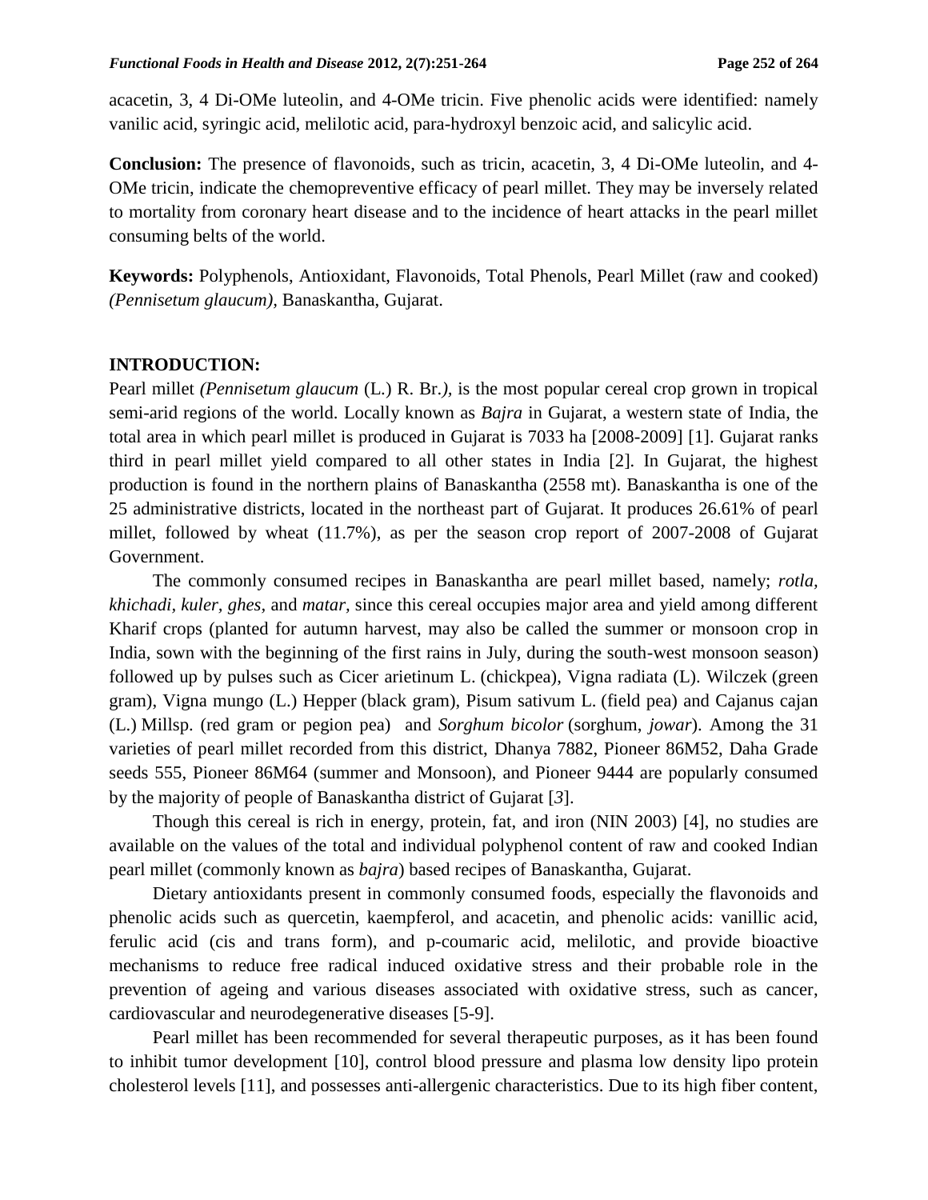acacetin, 3, 4 Di-OMe luteolin, and 4-OMe tricin. Five phenolic acids were identified: namely vanilic acid, syringic acid, melilotic acid, para-hydroxyl benzoic acid, and salicylic acid.

**Conclusion:** The presence of flavonoids, such as tricin, acacetin, 3, 4 Di-OMe luteolin, and 4-OMe tricin, indicate the chemopreventive efficacy of pearl millet. They may be inversely related to mortality from coronary heart disease and to the incidence of heart attacks in the pearl millet consuming belts of the world.

**Keywords:** Polyphenols, Antioxidant, Flavonoids, Total Phenols, Pearl Millet (raw and cooked) *(Pennisetum glaucum)*, Banaskantha, Gujarat.

## INTRODUCTION:

Pearl millet *(Pennisetum glaucum* (L.) R. Br.*)*, is the most popular cereal crop grown in tropical semi-arid regions of the world. Locally known as *Bajra* in Gujarat, a western state of India, the total area in which pearl millet is produced in Gujarat is 7033 ha [2008-2009] [1]. Gujarat ranks third in pearl millet yield compared to all other states in India [2]. In Gujarat, the highest production is found in the northern plains of Banaskantha (2558 mt). Banaskantha is one of the 25 administrative districts, located in the northeast part of Gujarat. It produces 26.61% of pearl millet, followed by wheat (11.7%), as per the season crop report of 2007-2008 of Gujarat Government.

The commonly consumed recipes in Banaskantha are pearl millet based, namely; *rotla, khichadi, kuler, ghes,* and *matar,* since this cereal occupies major area and yield among different Kharif crops (planted for autumn harvest, may also be called the summer or monsoon crop in India, sown with the beginning of the first rains in July, during the south-west monsoon season) followed up by pulses such as Cicer arietinum L. (chickpea), Vigna radiata (L). Wilczek (green gram), Vigna mungo (L.) Hepper (black gram), Pisum sativum L. (field pea) and Cajanus cajan (L.) Millsp. (red gram or pegion pea) and *Sorghum bicolor* (sorghum, *jowar*). Among the 31 varieties of pearl millet recorded from this district, Dhanya 7882, Pioneer 86M52, Daha Grade seeds 555, Pioneer 86M64 (summer and Monsoon), and Pioneer 9444 are popularly consumed by the majority of people of Banaskantha district of Gujarat [*3*].

Though this cereal is rich in energy, protein, fat, and iron (NIN 2003) [4], no studies are available on the values of the total and individual polyphenol content of raw and cooked Indian pearl millet (commonly known as *bajra*) based recipes of Banaskantha, Gujarat.

Dietary antioxidants present in commonly consumed foods, especially the flavonoids and phenolic acids such as quercetin, kaempferol, and acacetin, and phenolic acids: vanillic acid, ferulic acid (cis and trans form), and p-coumaric acid, melilotic, and provide bioactive mechanisms to reduce free radical induced oxidative stress and their probable role in the prevention of ageing and various diseases associated with oxidative stress, such as cancer, cardiovascular and neurodegenerative diseases [5-9].

Pearl millet has been recommended for several therapeutic purposes, as it has been found to inhibit tumor development [10], control blood pressure and plasma low density lipo protein cholesterol levels [11], and possesses anti-allergenic characteristics. Due to its high fiber content,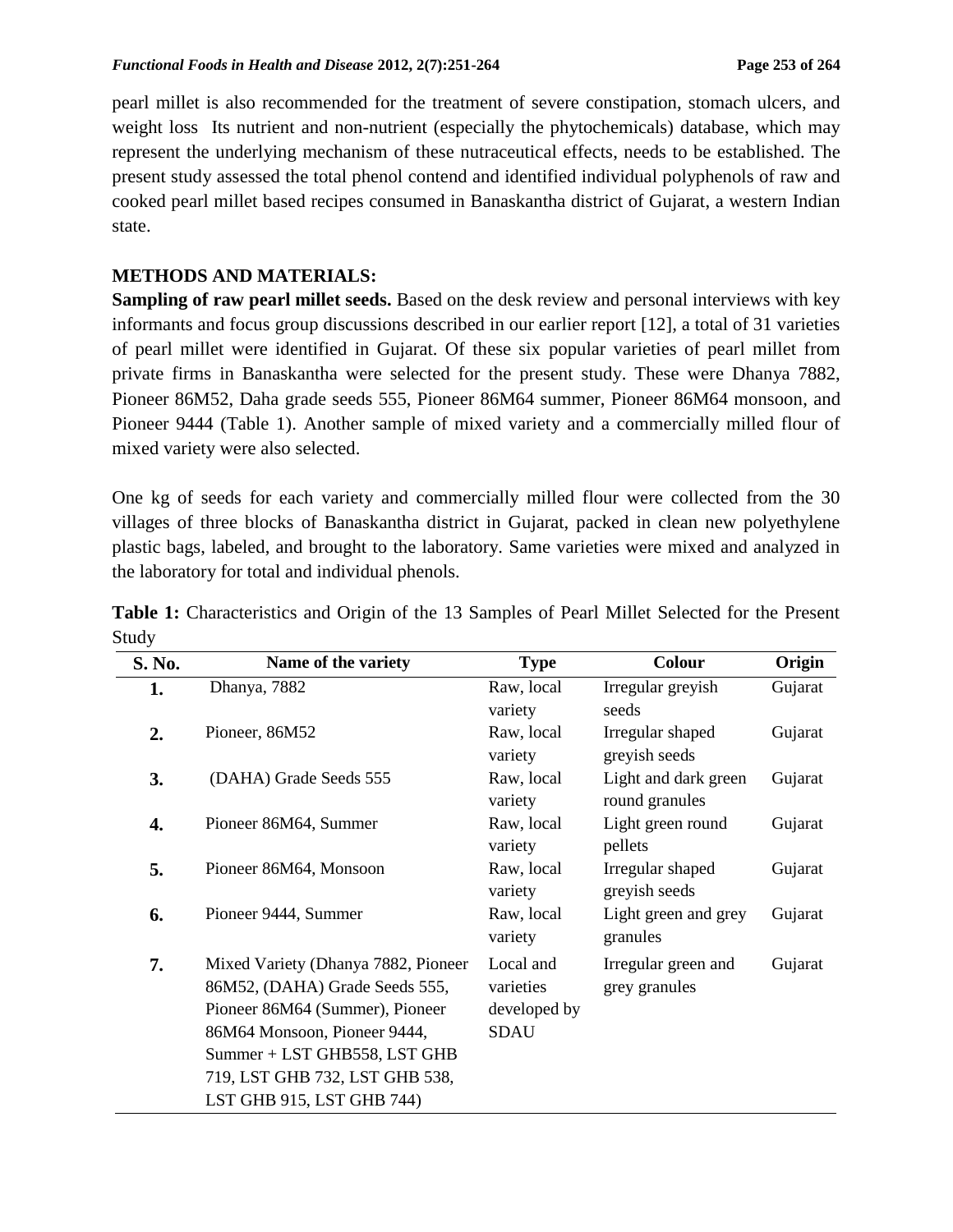pearl millet is also recommended for the treatment of severe constipation, stomach ulcers, and weight loss Its nutrient and non-nutrient (especially the phytochemicals) database, which may represent the underlying mechanism of these nutraceutical effects, needs to be established. The present study assessed the total phenol contend and identified individual polyphenols of raw and cooked pearl millet based recipes consumed in Banaskantha district of Gujarat, a western Indian state.

## METHODS AND MATERIALS:

**Sampling of raw pearl millet seeds.** Based on the desk review and personal interviews with key informants and focus group discussions described in our earlier report [12], a total of 31 varieties of pearl millet were identified in Gujarat. Of these six popular varieties of pearl millet from private firms in Banaskantha were selected for the present study. These were Dhanya 7882, Pioneer 86M52, Daha grade seeds 555, Pioneer 86M64 summer, Pioneer 86M64 monsoon, and Pioneer 9444 (Table 1). Another sample of mixed variety and a commercially milled flour of mixed variety were also selected.

One kg of seeds for each variety and commercially milled flour were collected from the 30 villages of three blocks of Banaskantha district in Gujarat, packed in clean new polyethylene plastic bags, labeled, and brought to the laboratory. Same varieties were mixed and analyzed in the laboratory for total and individual phenols.

**Table 1:** Characteristics and Origin of the 13 Samples of Pearl Millet Selected for the Present Study

| S. No. | Name of the variety | Type | Colour | Origin |
|---|---|---|---|---|
| **1.** | Dhanya, 7882 | Raw, local variety | Irregular greyish seeds | Gujarat |
| **2.** | Pioneer, 86M52 | Raw, local variety | Irregular shaped greyish seeds | Gujarat |
| **3.** | (DAHA) Grade Seeds 555 | Raw, local variety | Light and dark green round granules | Gujarat |
| **4.** | Pioneer 86M64, Summer | Raw, local variety | Light green round pellets | Gujarat |
| **5.** | Pioneer 86M64, Monsoon | Raw, local variety | Irregular shaped greyish seeds | Gujarat |
| **6.** | Pioneer 9444, Summer | Raw, local variety | Light green and grey granules | Gujarat |
| **7.** | Mixed Variety (Dhanya 7882, Pioneer 86M52, (DAHA) Grade Seeds 555, Pioneer 86M64 (Summer), Pioneer 86M64 Monsoon, Pioneer 9444, Summer + LST GHB558, LST GHB 719, LST GHB 732, LST GHB 538, LST GHB 915, LST GHB 744) | Local and varieties developed by SDAU | Irregular green and grey granules | Gujarat |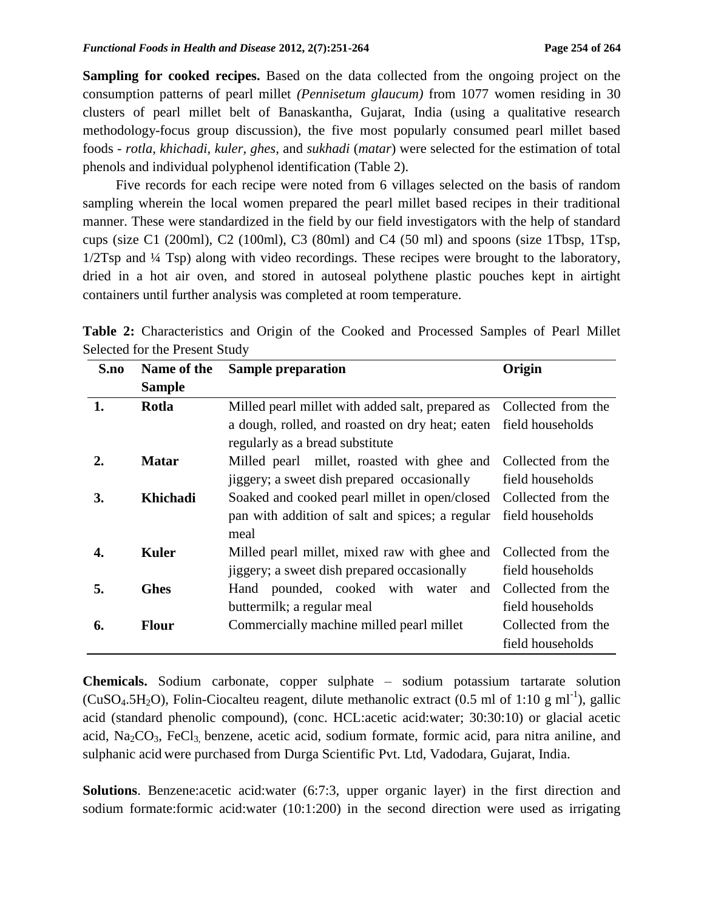**Sampling for cooked recipes.** Based on the data collected from the ongoing project on the consumption patterns of pearl millet *(Pennisetum glaucum)* from 1077 women residing in 30 clusters of pearl millet belt of Banaskantha, Gujarat, India (using a qualitative research methodology-focus group discussion), the five most popularly consumed pearl millet based foods - *rotla, khichadi, kuler, ghes,* and *sukhadi* (*matar*) were selected for the estimation of total phenols and individual polyphenol identification (Table 2).

Five records for each recipe were noted from 6 villages selected on the basis of random sampling wherein the local women prepared the pearl millet based recipes in their traditional manner. These were standardized in the field by our field investigators with the help of standard cups (size C1 (200ml), C2 (100ml), C3 (80ml) and C4 (50 ml) and spoons (size 1Tbsp, 1Tsp, 1/2Tsp and ¼ Tsp) along with video recordings. These recipes were brought to the laboratory, dried in a hot air oven, and stored in autoseal polythene plastic pouches kept in airtight containers until further analysis was completed at room temperature.

**Table 2:** Characteristics and Origin of the Cooked and Processed Samples of Pearl Millet Selected for the Present Study

| S.no | Name of the Sample | Sample preparation | Origin |
|---|---|---|---|
| **1.** | **Rotla** | Milled pearl millet with added salt, prepared as a dough, rolled, and roasted on dry heat; eaten regularly as a bread substitute | Collected from the field households |
| **2.** | **Matar** | Milled pearl millet, roasted with ghee and jiggery; a sweet dish prepared occasionally | Collected from the field households |
| **3.** | **Khichadi** | Soaked and cooked pearl millet in open/closed pan with addition of salt and spices; a regular meal | Collected from the field households |
| **4.** | **Kuler** | Milled pearl millet, mixed raw with ghee and jiggery; a sweet dish prepared occasionally | Collected from the field households |
| **5.** | **Ghes** | Hand pounded, cooked with water and buttermilk; a regular meal | Collected from the field households |
| **6.** | **Flour** | Commercially machine milled pearl millet | Collected from the field households |

**Chemicals.** Sodium carbonate, copper sulphate – sodium potassium tartarate solution ($CuSO_4.5H_2O$), Folin-Ciocalteu reagent, dilute methanolic extract (0.5 ml of 1:10 g $ml^{-1}$), gallic acid (standard phenolic compound), (conc. HCL:acetic acid:water; 30:30:10) or glacial acetic acid, $Na_2CO_3$, $FeCl_3$, benzene, acetic acid, sodium formate, formic acid, para nitra aniline, and sulphanic acid were purchased from Durga Scientific Pvt. Ltd, Vadodara, Gujarat, India.

**Solutions**. Benzene:acetic acid:water (6:7:3, upper organic layer) in the first direction and sodium formate:formic acid:water (10:1:200) in the second direction were used as irrigating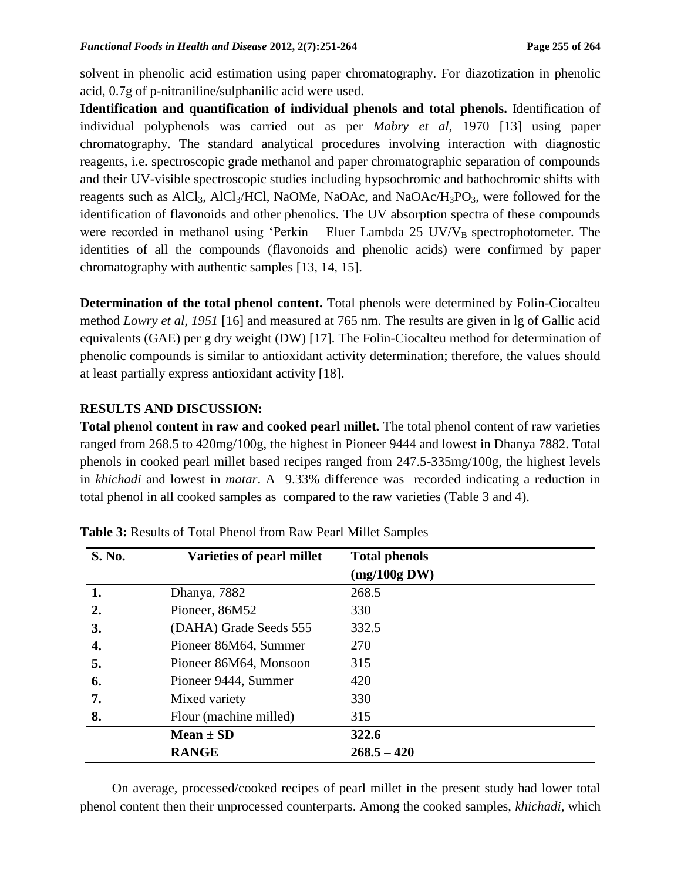solvent in phenolic acid estimation using paper chromatography. For diazotization in phenolic acid, 0.7g of p-nitraniline/sulphanilic acid were used.

**Identification and quantification of individual phenols and total phenols.** Identification of individual polyphenols was carried out as per *Mabry et al*, 1970 [13] using paper chromatography. The standard analytical procedures involving interaction with diagnostic reagents, i.e. spectroscopic grade methanol and paper chromatographic separation of compounds and their UV-visible spectroscopic studies including hypsochromic and bathochromic shifts with reagents such as $AlCl_3$, $AlCl_3$/HCl, NaOMe, NaOAc, and NaOAc/$H_3PO_3$, were followed for the identification of flavonoids and other phenolics. The UV absorption spectra of these compounds were recorded in methanol using 'Perkin – Eluer Lambda 25 UV/$V_B$ spectrophotometer. The identities of all the compounds (flavonoids and phenolic acids) were confirmed by paper chromatography with authentic samples [13, 14, 15].

**Determination of the total phenol content.** Total phenols were determined by Folin-Ciocalteu method *Lowry et al, 1951* [16] and measured at 765 nm. The results are given in lg of Gallic acid equivalents (GAE) per g dry weight (DW) [17]. The Folin-Ciocalteu method for determination of phenolic compounds is similar to antioxidant activity determination; therefore, the values should at least partially express antioxidant activity [18].

## RESULTS AND DISCUSSION:

**Total phenol content in raw and cooked pearl millet.** The total phenol content of raw varieties ranged from 268.5 to 420mg/100g, the highest in Pioneer 9444 and lowest in Dhanya 7882. Total phenols in cooked pearl millet based recipes ranged from 247.5-335mg/100g, the highest levels in *khichadi* and lowest in *matar*. A 9.33% difference was recorded indicating a reduction in total phenol in all cooked samples as compared to the raw varieties (Table 3 and 4).

**Table 3:** Results of Total Phenol from Raw Pearl Millet Samples

| S. No. | Varieties of pearl millet | Total phenols (mg/100g DW) |
|---|---|---|
| **1.** | Dhanya, 7882 | 268.5 |
| **2.** | Pioneer, 86M52 | 330 |
| **3.** | (DAHA) Grade Seeds 555 | 332.5 |
| **4.** | Pioneer 86M64, Summer | 270 |
| **5.** | Pioneer 86M64, Monsoon | 315 |
| **6.** | Pioneer 9444, Summer | 420 |
| **7.** | Mixed variety | 330 |
| **8.** | Flour (machine milled) | 315 |
| | **Mean ± SD** | **322.6** |
| | **RANGE** | **268.5 – 420** |

On average, processed/cooked recipes of pearl millet in the present study had lower total phenol content then their unprocessed counterparts. Among the cooked samples, *khichadi*, which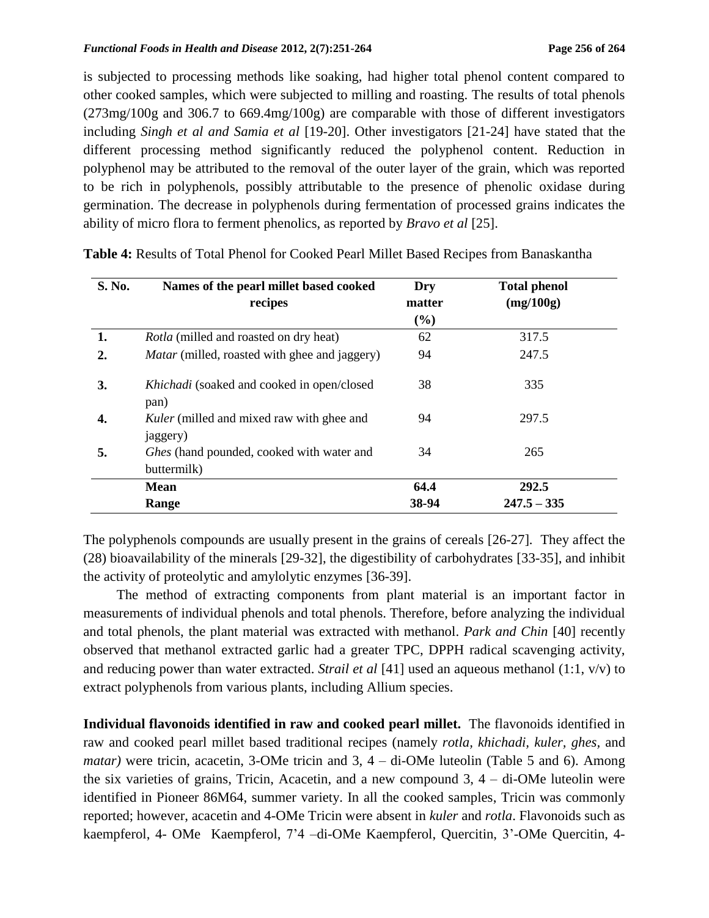is subjected to processing methods like soaking, had higher total phenol content compared to other cooked samples, which were subjected to milling and roasting. The results of total phenols (273mg/100g and 306.7 to 669.4mg/100g) are comparable with those of different investigators including *Singh et al and Samia et al* [19-20]. Other investigators [21-24] have stated that the different processing method significantly reduced the polyphenol content. Reduction in polyphenol may be attributed to the removal of the outer layer of the grain, which was reported to be rich in polyphenols, possibly attributable to the presence of phenolic oxidase during germination. The decrease in polyphenols during fermentation of processed grains indicates the ability of micro flora to ferment phenolics, as reported by *Bravo et al* [25].

**Table 4:** Results of Total Phenol for Cooked Pearl Millet Based Recipes from Banaskantha

| S. No. | Names of the pearl millet based cooked recipes | Dry matter (%) | Total phenol (mg/100g) |
|---|---|---|---|
| **1.** | *Rotla* (milled and roasted on dry heat) | 62 | 317.5 |
| **2.** | *Matar* (milled, roasted with ghee and jaggery) | 94 | 247.5 |
| **3.** | *Khichadi* (soaked and cooked in open/closed pan) | 38 | 335 |
| **4.** | *Kuler* (milled and mixed raw with ghee and jaggery) | 94 | 297.5 |
| **5.** | *Ghes* (hand pounded, cooked with water and buttermilk) | 34 | 265 |
| | **Mean** | **64.4** | **292.5** |
| | **Range** | **38-94** | **247.5 – 335** |

The polyphenols compounds are usually present in the grains of cereals [26-27]. They affect the (28) bioavailability of the minerals [29-32], the digestibility of carbohydrates [33-35], and inhibit the activity of proteolytic and amylolytic enzymes [36-39].

The method of extracting components from plant material is an important factor in measurements of individual phenols and total phenols. Therefore, before analyzing the individual and total phenols, the plant material was extracted with methanol. *Park and Chin* [40] recently observed that methanol extracted garlic had a greater TPC, DPPH radical scavenging activity, and reducing power than water extracted. *Strail et al* [41] used an aqueous methanol (1:1, v/v) to extract polyphenols from various plants, including Allium species.

**Individual flavonoids identified in raw and cooked pearl millet.** The flavonoids identified in raw and cooked pearl millet based traditional recipes (namely *rotla, khichadi, kuler, ghes,* and *matar)* were tricin, acacetin, 3-OMe tricin and 3, 4 – di-OMe luteolin (Table 5 and 6). Among the six varieties of grains, Tricin, Acacetin, and a new compound 3, 4 – di-OMe luteolin were identified in Pioneer 86M64, summer variety. In all the cooked samples, Tricin was commonly reported; however, acacetin and 4-OMe Tricin were absent in *kuler* and *rotla*. Flavonoids such as kaempferol, 4- OMe Kaempferol, 7'4 –di-OMe Kaempferol, Quercitin, 3'-OMe Quercitin, 4-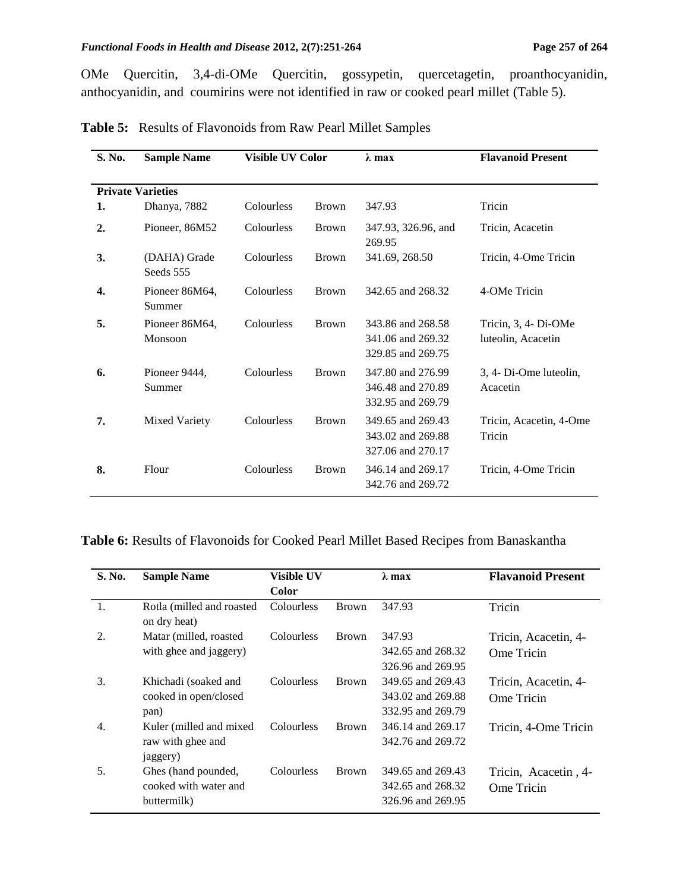OMe Quercitin, 3,4-di-OMe Quercitin, gossypetin, quercetagetin, proanthocyanidin, anthocyanidin, and coumirins were not identified in raw or cooked pearl millet (Table 5).

**Table 5:** Results of Flavonoids from Raw Pearl Millet Samples

| S. No. | Sample Name | Visible | UV Color | λ max | Flavanoid Present |
|---|---|---|---|---|---|
| **Private Varieties** | | | | | |
| **1.** | Dhanya, 7882 | Colourless | Brown | 347.93 | Tricin |
| **2.** | Pioneer, 86M52 | Colourless | Brown | 347.93, 326.96, and 269.95 | Tricin, Acacetin |
| **3.** | (DAHA) Grade Seeds 555 | Colourless | Brown | 341.69, 268.50 | Tricin, 4-Ome Tricin |
| **4.** | Pioneer 86M64, Summer | Colourless | Brown | 342.65 and 268.32 | 4-OMe Tricin |
| **5.** | Pioneer 86M64, Monsoon | Colourless | Brown | 343.86 and 268.58<br>341.06 and 269.32<br>329.85 and 269.75 | Tricin, 3, 4- Di-OMe luteolin, Acacetin |
| **6.** | Pioneer 9444, Summer | Colourless | Brown | 347.80 and 276.99<br>346.48 and 270.89<br>332.95 and 269.79 | 3, 4- Di-Ome luteolin, Acacetin |
| **7.** | Mixed Variety | Colourless | Brown | 349.65 and 269.43<br>343.02 and 269.88<br>327.06 and 270.17 | Tricin, Acacetin, 4-Ome Tricin |
| **8.** | Flour | Colourless | Brown | 346.14 and 269.17<br>342.76 and 269.72 | Tricin, 4-Ome Tricin |

**Table 6:** Results of Flavonoids for Cooked Pearl Millet Based Recipes from Banaskantha

| S. No. | Sample Name | Visible | UV Color | λ max | Flavanoid Present |
|---|---|---|---|---|---|
| 1. | Rotla (milled and roasted on dry heat) | Colourless | Brown | 347.93 | Tricin |
| 2. | Matar (milled, roasted with ghee and jaggery) | Colourless | Brown | 347.93<br>342.65 and 268.32<br>326.96 and 269.95 | Tricin, Acacetin, 4-Ome Tricin |
| 3. | Khichadi (soaked and cooked in open/closed pan) | Colourless | Brown | 349.65 and 269.43<br>343.02 and 269.88<br>332.95 and 269.79 | Tricin, Acacetin, 4-Ome Tricin |
| 4. | Kuler (milled and mixed raw with ghee and jaggery) | Colourless | Brown | 346.14 and 269.17<br>342.76 and 269.72 | Tricin, 4-Ome Tricin |
| 5. | Ghes (hand pounded, cooked with water and buttermilk) | Colourless | Brown | 349.65 and 269.43<br>342.65 and 268.32<br>326.96 and 269.95 | Tricin, Acacetin , 4-Ome Tricin |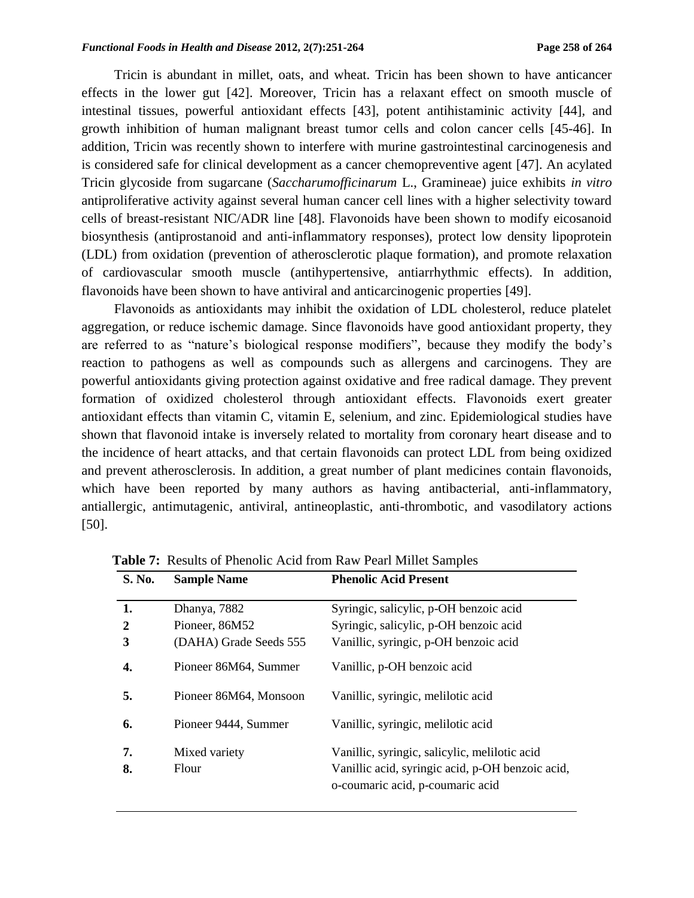Tricin is abundant in millet, oats, and wheat. Tricin has been shown to have anticancer effects in the lower gut [42]. Moreover, Tricin has a relaxant effect on smooth muscle of intestinal tissues, powerful antioxidant effects [43], potent antihistaminic activity [44], and growth inhibition of human malignant breast tumor cells and colon cancer cells [45-46]. In addition, Tricin was recently shown to interfere with murine gastrointestinal carcinogenesis and is considered safe for clinical development as a cancer chemopreventive agent [47]. An acylated Tricin glycoside from sugarcane (*Saccharumofficinarum* L., Gramineae) juice exhibits *in vitro* antiproliferative activity against several human cancer cell lines with a higher selectivity toward cells of breast-resistant NIC/ADR line [48]. Flavonoids have been shown to modify eicosanoid biosynthesis (antiprostanoid and anti-inflammatory responses), protect low density lipoprotein (LDL) from oxidation (prevention of atherosclerotic plaque formation), and promote relaxation of cardiovascular smooth muscle (antihypertensive, antiarrhythmic effects). In addition, flavonoids have been shown to have antiviral and anticarcinogenic properties [49].

Flavonoids as antioxidants may inhibit the oxidation of LDL cholesterol, reduce platelet aggregation, or reduce ischemic damage. Since flavonoids have good antioxidant property, they are referred to as "nature's biological response modifiers", because they modify the body's reaction to pathogens as well as compounds such as allergens and carcinogens. They are powerful antioxidants giving protection against oxidative and free radical damage. They prevent formation of oxidized cholesterol through antioxidant effects. Flavonoids exert greater antioxidant effects than vitamin C, vitamin E, selenium, and zinc. Epidemiological studies have shown that flavonoid intake is inversely related to mortality from coronary heart disease and to the incidence of heart attacks, and that certain flavonoids can protect LDL from being oxidized and prevent atherosclerosis. In addition, a great number of plant medicines contain flavonoids, which have been reported by many authors as having antibacterial, anti-inflammatory, antiallergic, antimutagenic, antiviral, antineoplastic, anti-thrombotic, and vasodilatory actions [50].

**Table 7:** Results of Phenolic Acid from Raw Pearl Millet Samples

| S. No. | Sample Name | Phenolic Acid Present |
|---|---|---|
| 1. | Dhanya, 7882 | Syringic, salicylic, p-OH benzoic acid |
| 2 | Pioneer, 86M52 | Syringic, salicylic, p-OH benzoic acid |
| 3 | (DAHA) Grade Seeds 555 | Vanillic, syringic, p-OH benzoic acid |
| 4. | Pioneer 86M64, Summer | Vanillic, p-OH benzoic acid |
| 5. | Pioneer 86M64, Monsoon | Vanillic, syringic, melilotic acid |
| 6. | Pioneer 9444, Summer | Vanillic, syringic, melilotic acid |
| 7. | Mixed variety | Vanillic, syringic, salicylic, melilotic acid |
| 8. | Flour | Vanillic acid, syringic acid, p-OH benzoic acid, o-coumaric acid, p-coumaric acid |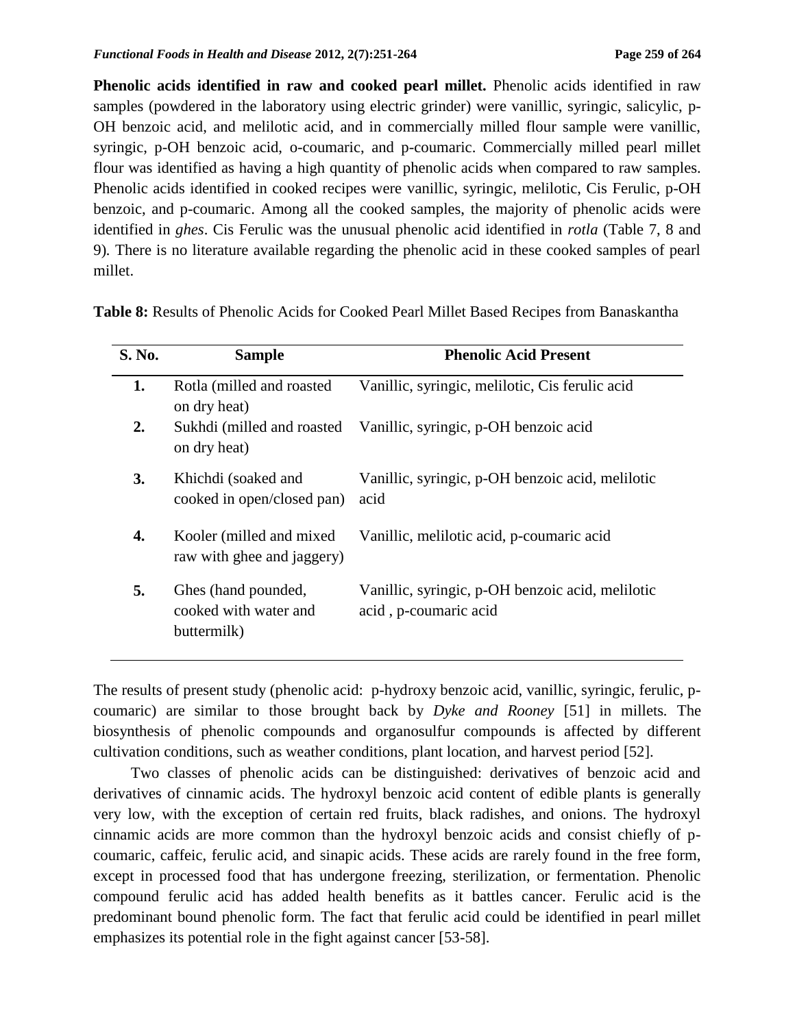**Phenolic acids identified in raw and cooked pearl millet.** Phenolic acids identified in raw samples (powdered in the laboratory using electric grinder) were vanillic, syringic, salicylic, p-OH benzoic acid, and melilotic acid, and in commercially milled flour sample were vanillic, syringic, p-OH benzoic acid, o-coumaric, and p-coumaric. Commercially milled pearl millet flour was identified as having a high quantity of phenolic acids when compared to raw samples. Phenolic acids identified in cooked recipes were vanillic, syringic, melilotic, Cis Ferulic, p-OH benzoic, and p-coumaric. Among all the cooked samples, the majority of phenolic acids were identified in *ghes*. Cis Ferulic was the unusual phenolic acid identified in *rotla* (Table 7, 8 and 9). There is no literature available regarding the phenolic acid in these cooked samples of pearl millet.

**Table 8:** Results of Phenolic Acids for Cooked Pearl Millet Based Recipes from Banaskantha

| S. No. | Sample | Phenolic Acid Present |
|---|---|---|
| 1. | Rotla (milled and roasted on dry heat) | Vanillic, syringic, melilotic, Cis ferulic acid |
| 2. | Sukhdi (milled and roasted on dry heat) | Vanillic, syringic, p-OH benzoic acid |
| 3. | Khichdi (soaked and cooked in open/closed pan) | Vanillic, syringic, p-OH benzoic acid, melilotic acid |
| 4. | Kooler (milled and mixed raw with ghee and jaggery) | Vanillic, melilotic acid, p-coumaric acid |
| 5. | Ghes (hand pounded, cooked with water and buttermilk) | Vanillic, syringic, p-OH benzoic acid, melilotic acid , p-coumaric acid |

The results of present study (phenolic acid: p-hydroxy benzoic acid, vanillic, syringic, ferulic, p-coumaric) are similar to those brought back by *Dyke and Rooney* [51] in millets. The biosynthesis of phenolic compounds and organosulfur compounds is affected by different cultivation conditions, such as weather conditions, plant location, and harvest period [52].

Two classes of phenolic acids can be distinguished: derivatives of benzoic acid and derivatives of cinnamic acids. The hydroxyl benzoic acid content of edible plants is generally very low, with the exception of certain red fruits, black radishes, and onions. The hydroxyl cinnamic acids are more common than the hydroxyl benzoic acids and consist chiefly of p-coumaric, caffeic, ferulic acid, and sinapic acids. These acids are rarely found in the free form, except in processed food that has undergone freezing, sterilization, or fermentation. Phenolic compound ferulic acid has added health benefits as it battles cancer. Ferulic acid is the predominant bound phenolic form. The fact that ferulic acid could be identified in pearl millet emphasizes its potential role in the fight against cancer [53-58].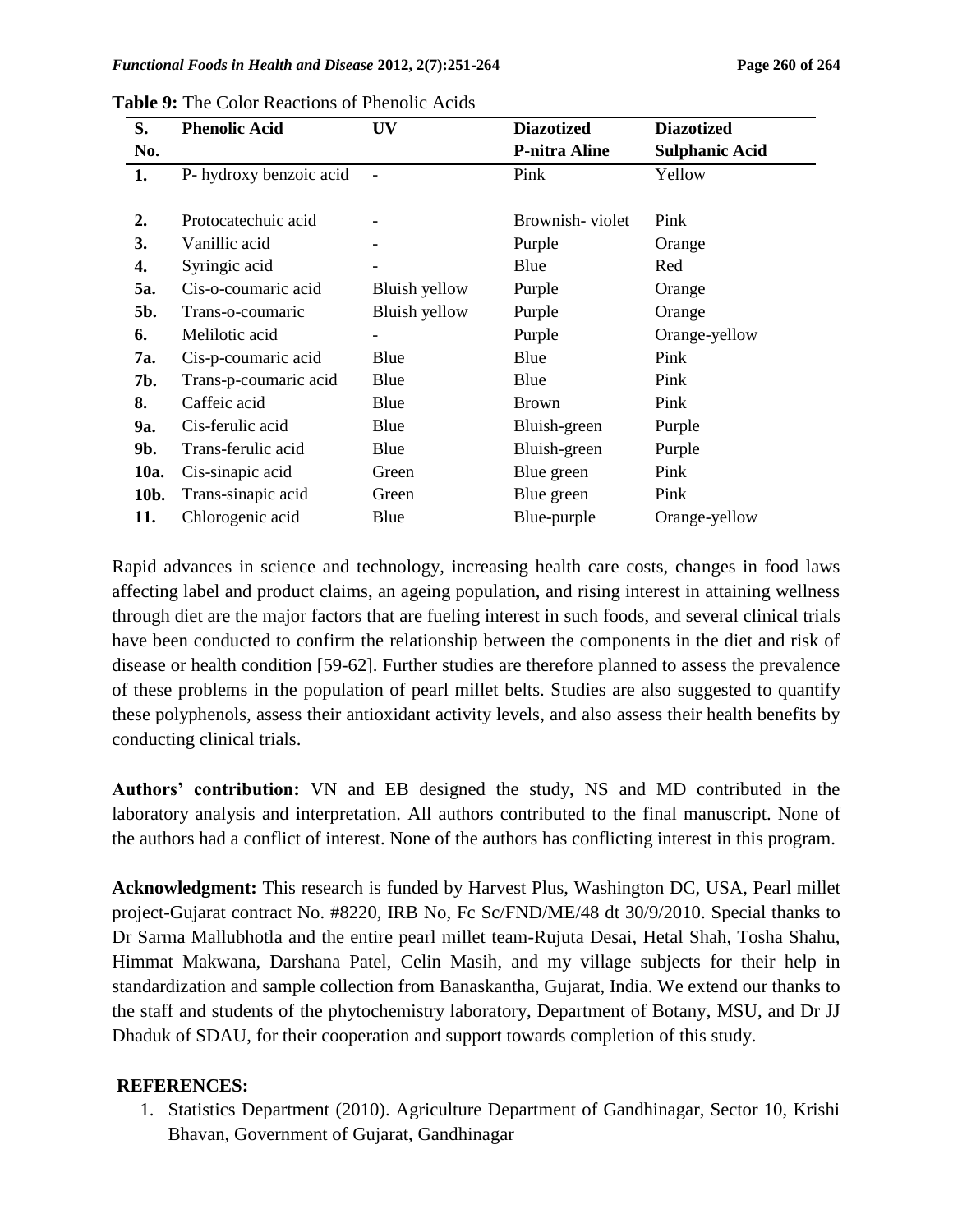**Table 9:** The Color Reactions of Phenolic Acids

| S. No. | Phenolic Acid | UV | Diazotized P-nitra Aline | Diazotized Sulphanic Acid |
|---|---|---|---|---|
| **1.** | P- hydroxy benzoic acid | - | Pink | Yellow |
| **2.** | Protocatechuic acid | - | Brownish- violet | Pink |
| **3.** | Vanillic acid | - | Purple | Orange |
| **4.** | Syringic acid | - | Blue | Red |
| **5a.** | Cis-o-coumaric acid | Bluish yellow | Purple | Orange |
| **5b.** | Trans-o-coumaric | Bluish yellow | Purple | Orange |
| **6.** | Melilotic acid | - | Purple | Orange-yellow |
| **7a.** | Cis-p-coumaric acid | Blue | Blue | Pink |
| **7b.** | Trans-p-coumaric acid | Blue | Blue | Pink |
| **8.** | Caffeic acid | Blue | Brown | Pink |
| **9a.** | Cis-ferulic acid | Blue | Bluish-green | Purple |
| **9b.** | Trans-ferulic acid | Blue | Bluish-green | Purple |
| **10a.** | Cis-sinapic acid | Green | Blue green | Pink |
| **10b.** | Trans-sinapic acid | Green | Blue green | Pink |
| **11.** | Chlorogenic acid | Blue | Blue-purple | Orange-yellow |

Rapid advances in science and technology, increasing health care costs, changes in food laws affecting label and product claims, an ageing population, and rising interest in attaining wellness through diet are the major factors that are fueling interest in such foods, and several clinical trials have been conducted to confirm the relationship between the components in the diet and risk of disease or health condition [59-62]. Further studies are therefore planned to assess the prevalence of these problems in the population of pearl millet belts. Studies are also suggested to quantify these polyphenols, assess their antioxidant activity levels, and also assess their health benefits by conducting clinical trials.

**Authors' contribution:** VN and EB designed the study, NS and MD contributed in the laboratory analysis and interpretation. All authors contributed to the final manuscript. None of the authors had a conflict of interest. None of the authors has conflicting interest in this program.

**Acknowledgment:** This research is funded by Harvest Plus, Washington DC, USA, Pearl millet project-Gujarat contract No. #8220, IRB No, Fc Sc/FND/ME/48 dt 30/9/2010. Special thanks to Dr Sarma Mallubhotla and the entire pearl millet team-Rujuta Desai, Hetal Shah, Tosha Shahu, Himmat Makwana, Darshana Patel, Celin Masih, and my village subjects for their help in standardization and sample collection from Banaskantha, Gujarat, India. We extend our thanks to the staff and students of the phytochemistry laboratory, Department of Botany, MSU, and Dr JJ Dhaduk of SDAU, for their cooperation and support towards completion of this study.

## REFERENCES:

1. Statistics Department (2010). Agriculture Department of Gandhinagar, Sector 10, Krishi Bhavan, Government of Gujarat, Gandhinagar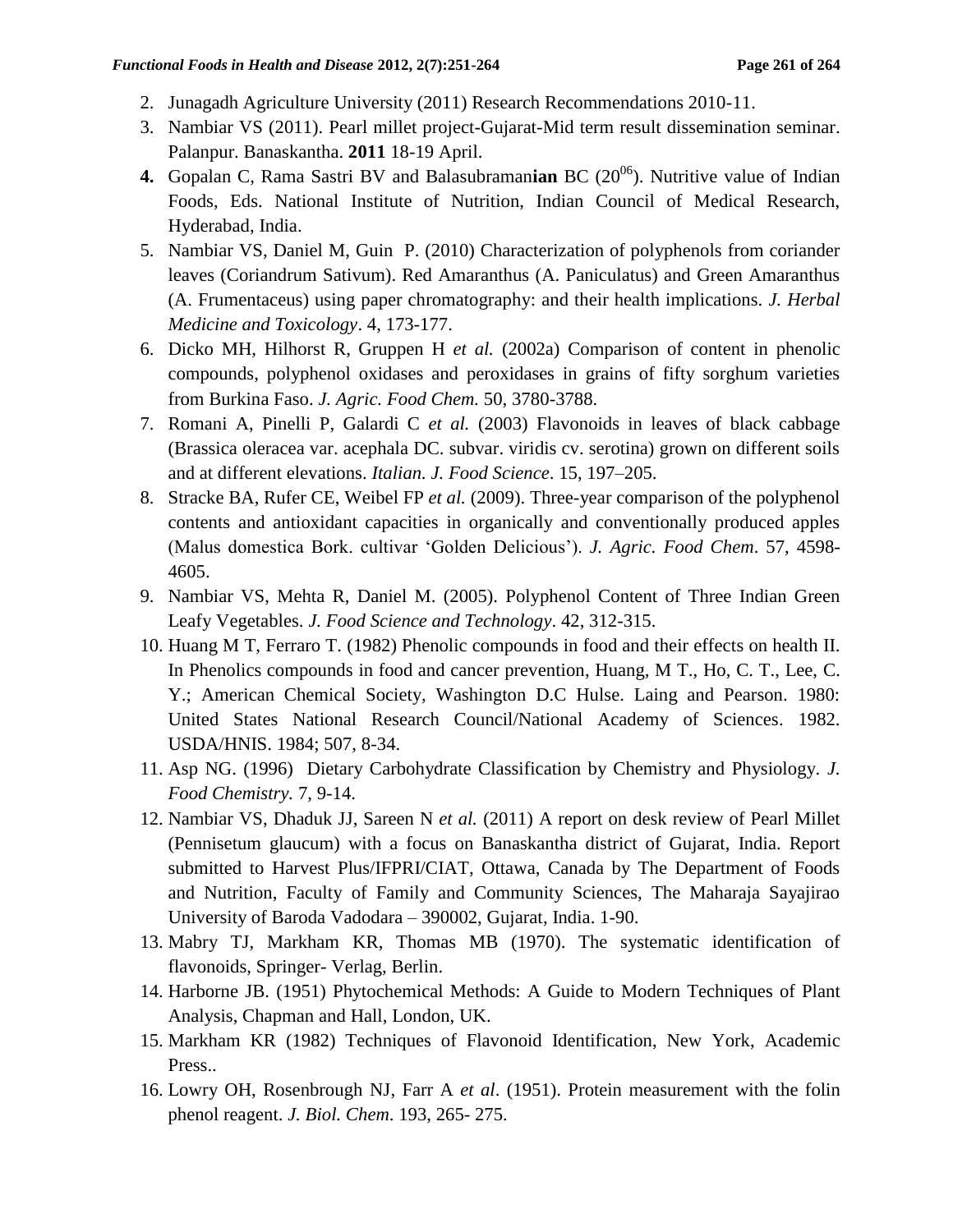2. Junagadh Agriculture University (2011) Research Recommendations 2010-11.
3. Nambiar VS (2011). Pearl millet project-Gujarat-Mid term result dissemination seminar. Palanpur. Banaskantha. **2011** 18-19 April.
4. Gopalan C, Rama Sastri BV and Balasubraman**ian** BC (20[06]). Nutritive value of Indian Foods, Eds. National Institute of Nutrition, Indian Council of Medical Research, Hyderabad, India.
5. Nambiar VS, Daniel M, Guin P. (2010) Characterization of polyphenols from coriander leaves (Coriandrum Sativum). Red Amaranthus (A. Paniculatus) and Green Amaranthus (A. Frumentaceus) using paper chromatography: and their health implications. *J. Herbal Medicine and Toxicology*. 4, 173-177.
6. Dicko MH, Hilhorst R, Gruppen H *et al.* (2002a) Comparison of content in phenolic compounds, polyphenol oxidases and peroxidases in grains of fifty sorghum varieties from Burkina Faso. *J. Agric. Food Chem.* 50, 3780-3788.
7. Romani A, Pinelli P, Galardi C *et al.* (2003) Flavonoids in leaves of black cabbage (Brassica oleracea var. acephala DC. subvar. viridis cv. serotina) grown on different soils and at different elevations. *Italian. J. Food Science*. 15, 197–205.
8. Stracke BA, Rufer CE, Weibel FP *et al.* (2009). Three-year comparison of the polyphenol contents and antioxidant capacities in organically and conventionally produced apples (Malus domestica Bork. cultivar 'Golden Delicious'). *J. Agric. Food Chem*. 57, 4598-4605.
9. Nambiar VS, Mehta R, Daniel M. (2005). Polyphenol Content of Three Indian Green Leafy Vegetables. *J. Food Science and Technology*. 42, 312-315.
10. Huang M T, Ferraro T. (1982) Phenolic compounds in food and their effects on health II. In Phenolics compounds in food and cancer prevention, Huang, M T., Ho, C. T., Lee, C. Y.; American Chemical Society, Washington D.C Hulse. Laing and Pearson. 1980: United States National Research Council/National Academy of Sciences. 1982. USDA/HNIS. 1984; 507, 8-34.
11. Asp NG. (1996) Dietary Carbohydrate Classification by Chemistry and Physiology. *J. Food Chemistry.* 7, 9-14.
12. Nambiar VS, Dhaduk JJ, Sareen N *et al.* (2011) A report on desk review of Pearl Millet (Pennisetum glaucum) with a focus on Banaskantha district of Gujarat, India. Report submitted to Harvest Plus/IFPRI/CIAT, Ottawa, Canada by The Department of Foods and Nutrition, Faculty of Family and Community Sciences, The Maharaja Sayajirao University of Baroda Vadodara – 390002, Gujarat, India. 1-90.
13. Mabry TJ, Markham KR, Thomas MB (1970). The systematic identification of flavonoids, Springer- Verlag, Berlin.
14. Harborne JB. (1951) Phytochemical Methods: A Guide to Modern Techniques of Plant Analysis, Chapman and Hall, London, UK.
15. Markham KR (1982) Techniques of Flavonoid Identification, New York, Academic Press..
16. Lowry OH, Rosenbrough NJ, Farr A *et al*. (1951). Protein measurement with the folin phenol reagent. *J. Biol. Chem*. 193, 265- 275.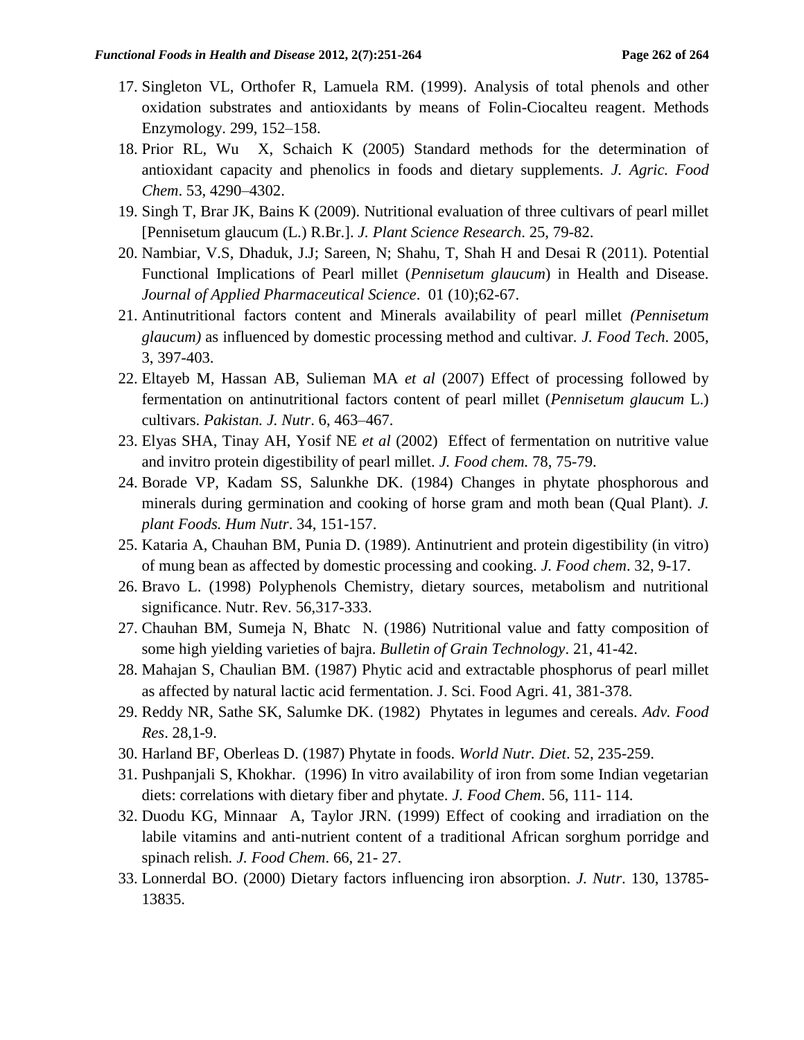17. Singleton VL, Orthofer R, Lamuela RM. (1999). Analysis of total phenols and other oxidation substrates and antioxidants by means of Folin-Ciocalteu reagent. Methods Enzymology. 299, 152–158.
18. Prior RL, Wu X, Schaich K (2005) Standard methods for the determination of antioxidant capacity and phenolics in foods and dietary supplements. *J. Agric. Food Chem*. 53, 4290–4302.
19. Singh T, Brar JK, Bains K (2009). Nutritional evaluation of three cultivars of pearl millet [Pennisetum glaucum (L.) R.Br.]. *J. Plant Science Research*. 25, 79-82.
20. Nambiar, V.S, Dhaduk, J.J; Sareen, N; Shahu, T, Shah H and Desai R (2011). Potential Functional Implications of Pearl millet (*Pennisetum glaucum*) in Health and Disease. *Journal of Applied Pharmaceutical Science*. 01 (10);62-67.
21. Antinutritional factors content and Minerals availability of pearl millet *(Pennisetum glaucum)* as influenced by domestic processing method and cultivar. *J. Food Tech*. 2005, 3, 397-403.
22. Eltayeb M, Hassan AB, Sulieman MA *et al* (2007) Effect of processing followed by fermentation on antinutritional factors content of pearl millet (*Pennisetum glaucum* L.) cultivars. *Pakistan. J. Nutr*. 6, 463–467.
23. Elyas SHA, Tinay AH, Yosif NE *et al* (2002) Effect of fermentation on nutritive value and invitro protein digestibility of pearl millet. *J. Food chem.* 78, 75-79.
24. Borade VP, Kadam SS, Salunkhe DK. (1984) Changes in phytate phosphorous and minerals during germination and cooking of horse gram and moth bean (Qual Plant). *J. plant Foods. Hum Nutr*. 34, 151-157.
25. Kataria A, Chauhan BM, Punia D. (1989). Antinutrient and protein digestibility (in vitro) of mung bean as affected by domestic processing and cooking. *J. Food chem*. 32, 9-17.
26. Bravo L. (1998) Polyphenols Chemistry, dietary sources, metabolism and nutritional significance. Nutr. Rev. 56,317-333.
27. Chauhan BM, Sumeja N, Bhatc N. (1986) Nutritional value and fatty composition of some high yielding varieties of bajra. *Bulletin of Grain Technology*. 21, 41-42.
28. Mahajan S, Chaulian BM. (1987) Phytic acid and extractable phosphorus of pearl millet as affected by natural lactic acid fermentation. J. Sci. Food Agri. 41, 381-378.
29. Reddy NR, Sathe SK, Salumke DK. (1982) Phytates in legumes and cereals. *Adv. Food Res*. 28,1-9.
30. Harland BF, Oberleas D. (1987) Phytate in foods. *World Nutr. Diet*. 52, 235-259.
31. Pushpanjali S, Khokhar. (1996) In vitro availability of iron from some Indian vegetarian diets: correlations with dietary fiber and phytate. *J. Food Chem*. 56, 111- 114.
32. Duodu KG, Minnaar A, Taylor JRN. (1999) Effect of cooking and irradiation on the labile vitamins and anti-nutrient content of a traditional African sorghum porridge and spinach relish. *J. Food Chem*. 66, 21- 27.
33. Lonnerdal BO. (2000) Dietary factors influencing iron absorption. *J. Nutr*. 130, 13785- 13835.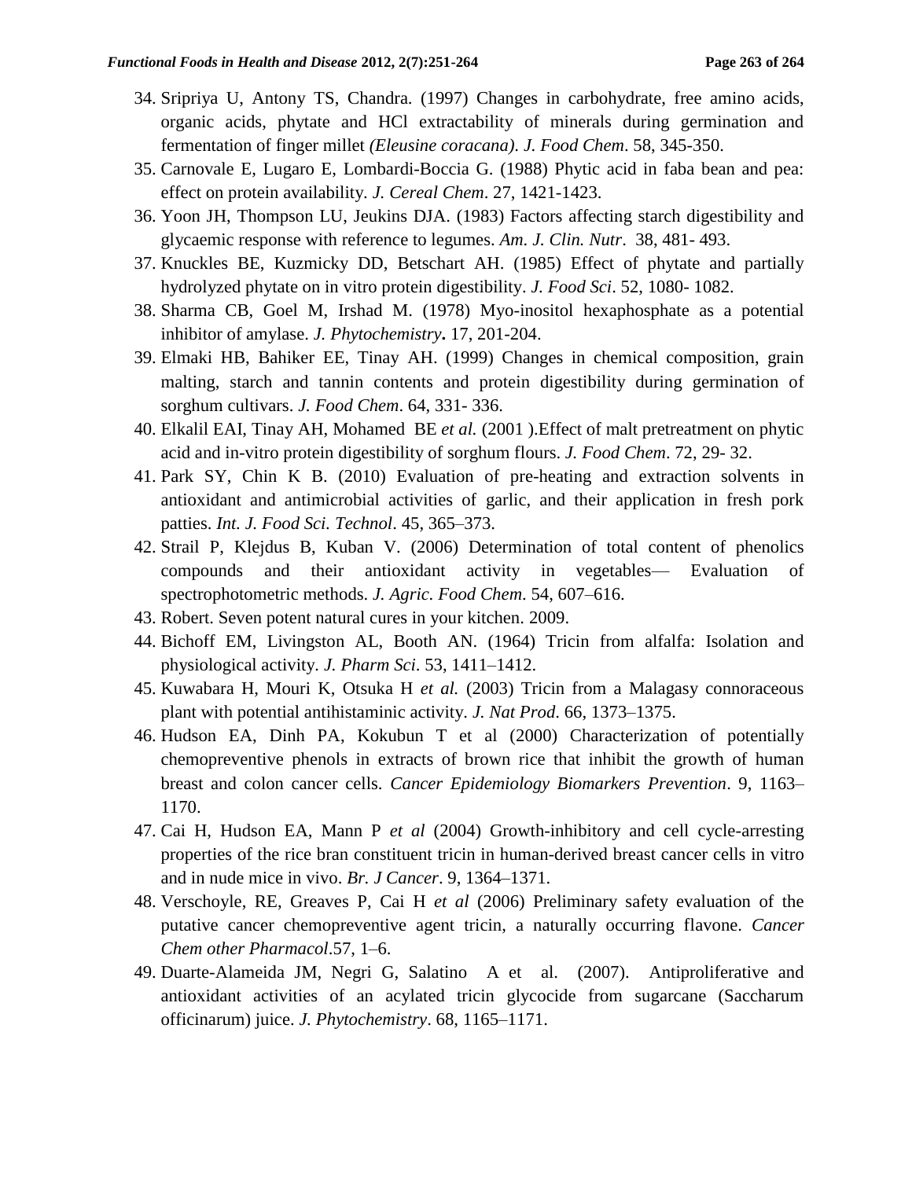34. Sripriya U, Antony TS, Chandra. (1997) Changes in carbohydrate, free amino acids, organic acids, phytate and HCl extractability of minerals during germination and fermentation of finger millet *(Eleusine coracana)*. *J. Food Chem*. 58, 345-350.
35. Carnovale E, Lugaro E, Lombardi-Boccia G. (1988) Phytic acid in faba bean and pea: effect on protein availability. *J. Cereal Chem*. 27, 1421-1423.
36. Yoon JH, Thompson LU, Jeukins DJA. (1983) Factors affecting starch digestibility and glycaemic response with reference to legumes. *Am. J. Clin. Nutr*. 38, 481- 493.
37. Knuckles BE, Kuzmicky DD, Betschart AH. (1985) Effect of phytate and partially hydrolyzed phytate on in vitro protein digestibility. *J. Food Sci*. 52, 1080- 1082.
38. Sharma CB, Goel M, Irshad M. (1978) Myo-inositol hexaphosphate as a potential inhibitor of amylase. *J. Phytochemistry***.** 17, 201-204.
39. Elmaki HB, Bahiker EE, Tinay AH. (1999) Changes in chemical composition, grain malting, starch and tannin contents and protein digestibility during germination of sorghum cultivars. *J. Food Chem*. 64, 331- 336.
40. Elkalil EAI, Tinay AH, Mohamed BE *et al.* (2001 ).Effect of malt pretreatment on phytic acid and in-vitro protein digestibility of sorghum flours. *J. Food Chem*. 72, 29- 32.
41. Park SY, Chin K B. (2010) Evaluation of pre-heating and extraction solvents in antioxidant and antimicrobial activities of garlic, and their application in fresh pork patties. *Int. J. Food Sci. Technol*. 45, 365–373.
42. Strail P, Klejdus B, Kuban V. (2006) Determination of total content of phenolics compounds and their antioxidant activity in vegetables— Evaluation of spectrophotometric methods. *J. Agric. Food Chem*. 54, 607–616.
43. Robert. Seven potent natural cures in your kitchen. 2009.
44. Bichoff EM, Livingston AL, Booth AN. (1964) Tricin from alfalfa: Isolation and physiological activity. *J. Pharm Sci*. 53, 1411–1412.
45. Kuwabara H, Mouri K, Otsuka H *et al.* (2003) Tricin from a Malagasy connoraceous plant with potential antihistaminic activity. *J. Nat Prod*. 66, 1373–1375.
46. Hudson EA, Dinh PA, Kokubun T et al (2000) Characterization of potentially chemopreventive phenols in extracts of brown rice that inhibit the growth of human breast and colon cancer cells. *Cancer Epidemiology Biomarkers Prevention*. 9, 1163–1170.
47. Cai H, Hudson EA, Mann P *et al* (2004) Growth-inhibitory and cell cycle-arresting properties of the rice bran constituent tricin in human-derived breast cancer cells in vitro and in nude mice in vivo. *Br. J Cancer*. 9, 1364–1371.
48. Verschoyle, RE, Greaves P, Cai H *et al* (2006) Preliminary safety evaluation of the putative cancer chemopreventive agent tricin, a naturally occurring flavone. *Cancer Chem other Pharmacol*.57, 1–6.
49. Duarte-Alameida JM, Negri G, Salatino A et al. (2007). Antiproliferative and antioxidant activities of an acylated tricin glycocide from sugarcane (Saccharum officinarum) juice. *J. Phytochemistry*. 68, 1165–1171.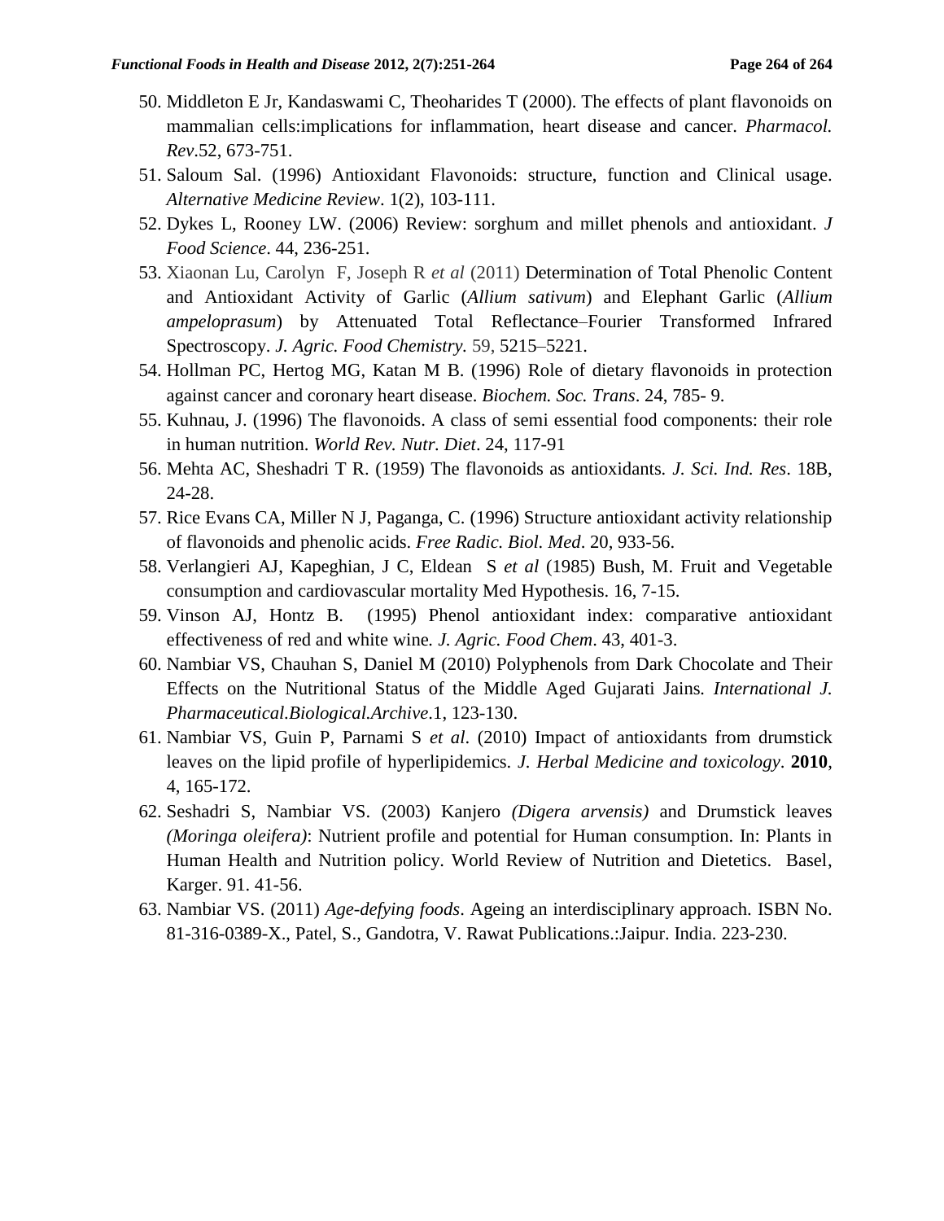50. Middleton E Jr, Kandaswami C, Theoharides T (2000). The effects of plant flavonoids on mammalian cells:implications for inflammation, heart disease and cancer. *Pharmacol. Rev*.52, 673-751.
51. Saloum Sal. (1996) Antioxidant Flavonoids: structure, function and Clinical usage. *Alternative Medicine Review*. 1(2), 103-111.
52. Dykes L, Rooney LW. (2006) Review: sorghum and millet phenols and antioxidant. *J Food Science*. 44, 236-251.
53. Xiaonan Lu, Carolyn F, Joseph R *et al* (2011) Determination of Total Phenolic Content and Antioxidant Activity of Garlic (*Allium sativum*) and Elephant Garlic (*Allium ampeloprasum*) by Attenuated Total Reflectance–Fourier Transformed Infrared Spectroscopy. *J. Agric. Food Chemistry.* 59, 5215–5221.
54. Hollman PC, Hertog MG, Katan M B. (1996) Role of dietary flavonoids in protection against cancer and coronary heart disease. *Biochem. Soc. Trans*. 24, 785- 9.
55. Kuhnau, J. (1996) The flavonoids. A class of semi essential food components: their role in human nutrition. *World Rev. Nutr. Diet*. 24, 117-91
56. Mehta AC, Sheshadri T R. (1959) The flavonoids as antioxidants. *J. Sci. Ind. Res*. 18B, 24-28.
57. Rice Evans CA, Miller N J, Paganga, C. (1996) Structure antioxidant activity relationship of flavonoids and phenolic acids. *Free Radic. Biol. Med*. 20, 933-56.
58. Verlangieri AJ, Kapeghian, J C, Eldean S *et al* (1985) Bush, M. Fruit and Vegetable consumption and cardiovascular mortality Med Hypothesis. 16, 7-15.
59. Vinson AJ, Hontz B. (1995) Phenol antioxidant index: comparative antioxidant effectiveness of red and white wine*. J. Agric. Food Chem*. 43, 401-3.
60. Nambiar VS, Chauhan S, Daniel M (2010) Polyphenols from Dark Chocolate and Their Effects on the Nutritional Status of the Middle Aged Gujarati Jains*. International J. Pharmaceutical.Biological.Archive*.1, 123-130.
61. Nambiar VS, Guin P, Parnami S *et al*. (2010) Impact of antioxidants from drumstick leaves on the lipid profile of hyperlipidemics. *J. Herbal Medicine and toxicology*. **2010**, 4, 165-172.
62. Seshadri S, Nambiar VS. (2003) Kanjero *(Digera arvensis)* and Drumstick leaves *(Moringa oleifera)*: Nutrient profile and potential for Human consumption. In: Plants in Human Health and Nutrition policy. World Review of Nutrition and Dietetics. Basel, Karger. 91. 41-56.
63. Nambiar VS. (2011) *Age-defying foods*. Ageing an interdisciplinary approach. ISBN No. 81-316-0389-X., Patel, S., Gandotra, V. Rawat Publications.:Jaipur. India. 223-230.